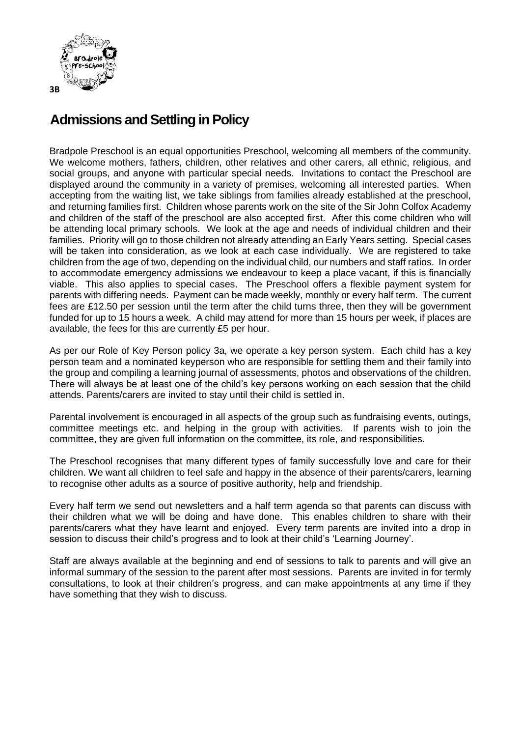3B

# Admissions and Settling in Policy

Bradpole Preschool is an equal opportunities Preschool, welcoming all members of the community. We welcome mothers, fathers, children, other relatives and other carers, all ethnic, religious, and social groups, and anyone with particular special needs. Invitations to contact the Preschool are displayed around the community in a variety of premises, welcoming all interested parties. When accepting from the waiting list, we take siblings from families already established at the preschool, and returning families first. Children whose parents work on the site of the Sir John Colfox Academy and children of the staff of the preschool are also accepted first. After this come children who will be attending local primary schools. We look at the age and needs of individual children and their families. Priority will go to those children not already attending an Early Years setting. Special cases will be taken into consideration, as we look at each case individually. We are registered to take children from the age of two, depending on the individual child, our numbers and staff ratios. In order to accommodate emergency admissions we endeavour to keep a place vacant, if this is financially viable. This also applies to special cases. The Preschool offers a flexible payment system for parents with differing needs. Payment can be made weekly, monthly or every half term. The current fees are £12.50 per session until the term after the child turns three, then they will be government funded for up to 15 hours a week. A child may attend for more than 15 hours per week, if places are available, the fees for this are currently £5 per hour.

As per our Role of Key Person policy 3a, we operate a key person system. Each child has a key person team and a nominated keyperson who are responsible for settling them and their family into the group and compiling a learning journal of assessments, photos and observations of the children. There will always be at least one of the child's key persons working on each session that the child attends. Parents/carers are invited to stay until their child is settled in.

Parental involvement is encouraged in all aspects of the group such as fundraising events, outings, committee meetings etc. and helping in the group with activities. If parents wish to join the committee, they are given full information on the committee, its role, and responsibilities.

The Preschool recognises that many different types of family successfully love and care for their children. We want all children to feel safe and happy in the absence of their parents/carers, learning to recognise other adults as a source of positive authority, help and friendship.

Every half term we send out newsletters and a half term agenda so that parents can discuss with their children what we will be doing and have done. This enables children to share with their parents/carers what they have learnt and enjoyed. Every term parents are invited into a drop in session to discuss their child's progress and to look at their child's 'Learning Journey'.

Staff are always available at the beginning and end of sessions to talk to parents and will give an informal summary of the session to the parent after most sessions. Parents are invited in for termly consultations, to look at their children's progress, and can make appointments at any time if they have something that they wish to discuss.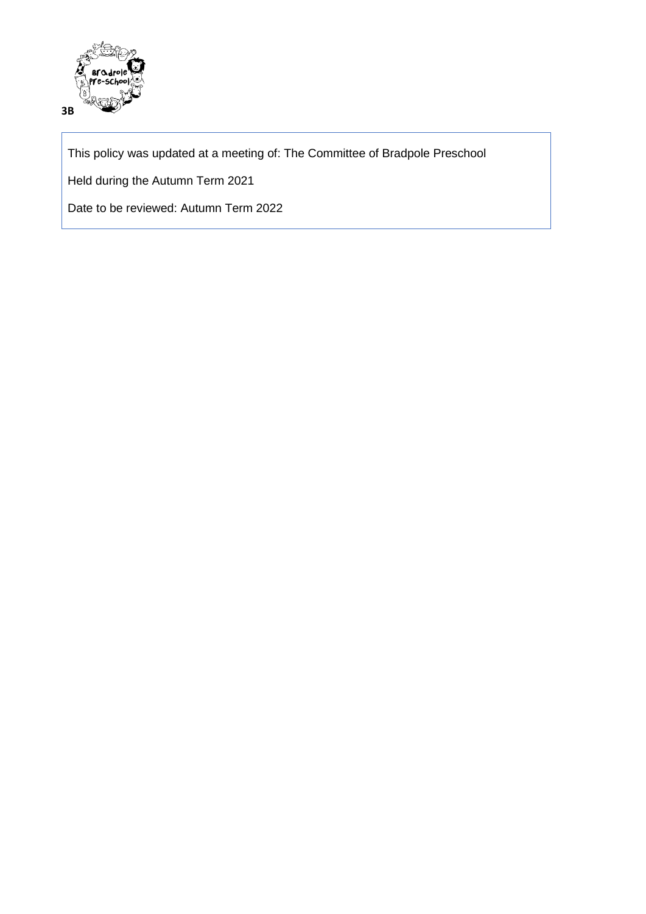3B

This policy was updated at a meeting of: The Committee of Bradpole Preschool

Held during the Autumn Term 2021

Date to be reviewed: Autumn Term 2022